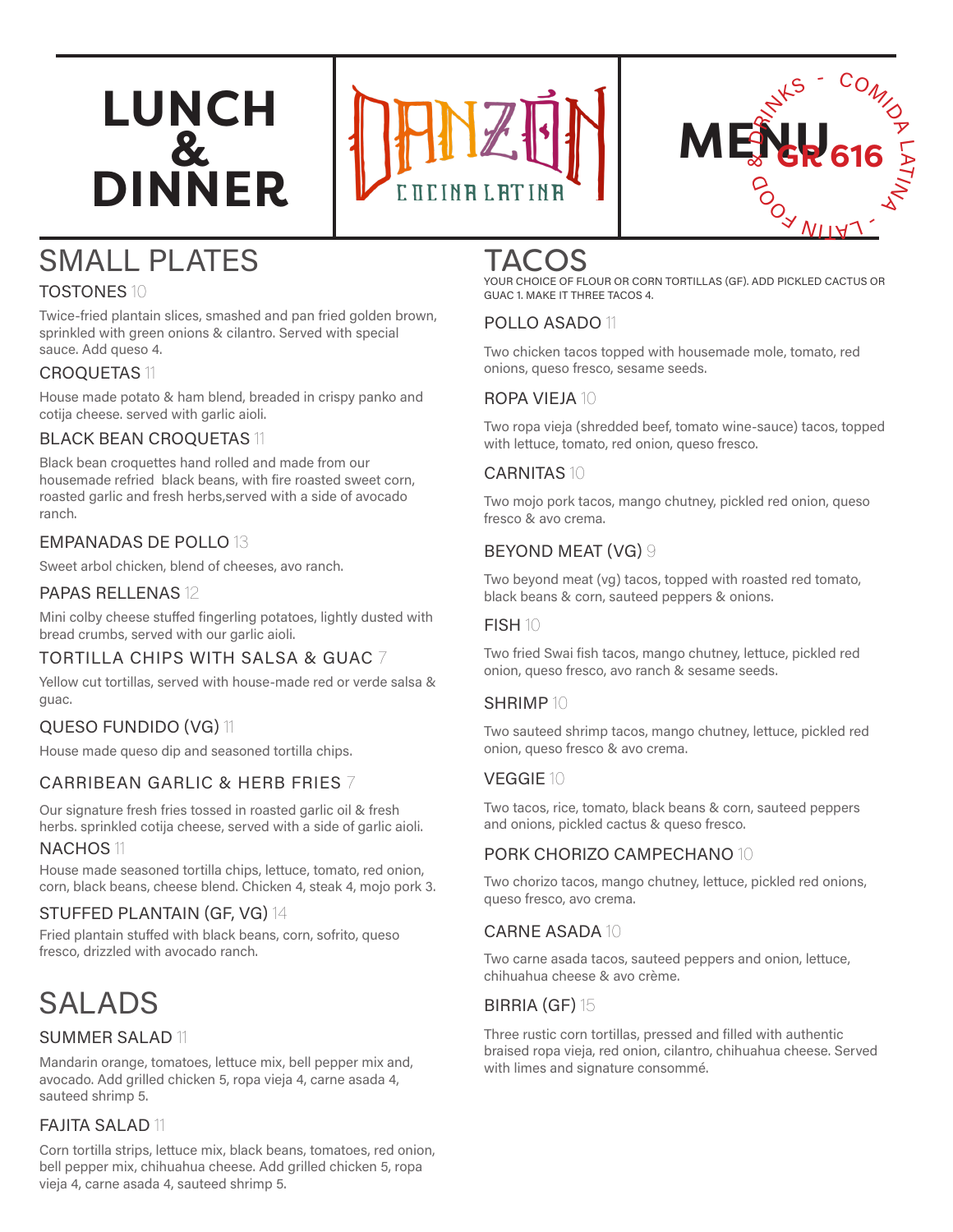# LUNCH & DINNER

# DANZÓN

COCINA LATINA

# MENU

GR 616

COMIDA LATINA - LATIN FOOD & DRINKS -

## SMALL PLATES

### TOSTONES 10

Twice-fried plantain slices, smashed and pan fried golden brown, sprinkled with green onions & cilantro. Served with special sauce. Add queso 4.

### CROQUETAS 11

House made potato & ham blend, breaded in crispy panko and cotija cheese. served with garlic aioli.

### BLACK BEAN CROQUETAS 11

Black bean croquettes hand rolled and made from our housemade refried black beans, with fire roasted sweet corn, roasted garlic and fresh herbs,served with a side of avocado ranch.

### EMPANADAS DE POLLO 13

Sweet arbol chicken, blend of cheeses, avo ranch.

### PAPAS RELLENAS 12

Mini colby cheese stuffed fingerling potatoes, lightly dusted with bread crumbs, served with our garlic aioli.

### TORTILLA CHIPS WITH SALSA & GUAC 7

Yellow cut tortillas, served with house-made red or verde salsa & guac.

### QUESO FUNDIDO (VG) 11

House made queso dip and seasoned tortilla chips.

### CARRIBEAN GARLIC & HERB FRIES 7

Our signature fresh fries tossed in roasted garlic oil & fresh herbs. sprinkled cotija cheese, served with a side of garlic aioli.

### NACHOS 11

House made seasoned tortilla chips, lettuce, tomato, red onion, corn, black beans, cheese blend. Chicken 4, steak 4, mojo pork 3.

### STUFFED PLANTAIN (GF, VG) 14

Fried plantain stuffed with black beans, corn, sofrito, queso fresco, drizzled with avocado ranch.

## SALADS

### SUMMER SALAD 11

Mandarin orange, tomatoes, lettuce mix, bell pepper mix and, avocado. Add grilled chicken 5, ropa vieja 4, carne asada 4, sauteed shrimp 5.

### FAJITA SALAD 11

Corn tortilla strips, lettuce mix, black beans, tomatoes, red onion, bell pepper mix, chihuahua cheese. Add grilled chicken 5, ropa vieja 4, carne asada 4, sauteed shrimp 5.

## TACOS

YOUR CHOICE OF FLOUR OR CORN TORTILLAS (GF). ADD PICKLED CACTUS OR GUAC 1. MAKE IT THREE TACOS 4.

### POLLO ASADO 11

Two chicken tacos topped with housemade mole, tomato, red onions, queso fresco, sesame seeds.

### ROPA VIEJA 10

Two ropa vieja (shredded beef, tomato wine-sauce) tacos, topped with lettuce, tomato, red onion, queso fresco.

### CARNITAS 10

Two mojo pork tacos, mango chutney, pickled red onion, queso fresco & avo crema.

### BEYOND MEAT (VG) 9

Two beyond meat (vg) tacos, topped with roasted red tomato, black beans & corn, sauteed peppers & onions.

### FISH 10

Two fried Swai fish tacos, mango chutney, lettuce, pickled red onion, queso fresco, avo ranch & sesame seeds.

### SHRIMP 10

Two sauteed shrimp tacos, mango chutney, lettuce, pickled red onion, queso fresco & avo crema.

### VEGGIE 10

Two tacos, rice, tomato, black beans & corn, sauteed peppers and onions, pickled cactus & queso fresco.

### PORK CHORIZO CAMPECHANO 10

Two chorizo tacos, mango chutney, lettuce, pickled red onions, queso fresco, avo crema.

### CARNE ASADA 10

Two carne asada tacos, sauteed peppers and onion, lettuce, chihuahua cheese & avo crème.

### BIRRIA (GF) 15

Three rustic corn tortillas, pressed and filled with authentic braised ropa vieja, red onion, cilantro, chihuahua cheese. Served with limes and signature consommé.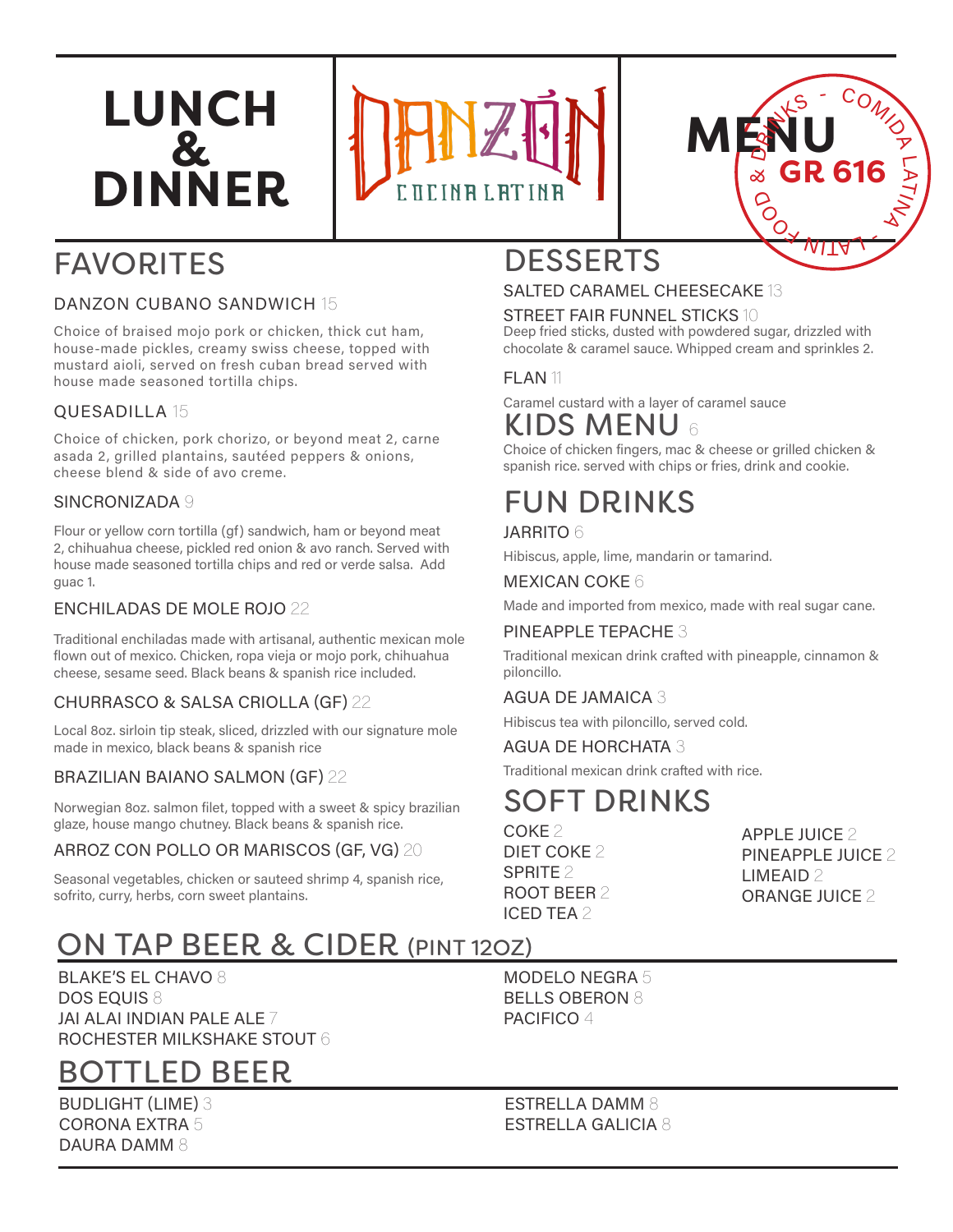# LUNCH & DINNER

DANZÓN
COCINA LATINA

# MENU

GR 616

FOOD & DRINKS - COMIDA LATINA - LATIN

## FAVORITES

### DANZON CUBANO SANDWICH 15

Choice of braised mojo pork or chicken, thick cut ham, house-made pickles, creamy swiss cheese, topped with mustard aioli, served on fresh cuban bread served with house made seasoned tortilla chips.

### QUESADILLA 15

Choice of chicken, pork chorizo, or beyond meat 2, carne asada 2, grilled plantains, sautéed peppers & onions, cheese blend & side of avo creme.

### SINCRONIZADA 9

Flour or yellow corn tortilla (gf) sandwich, ham or beyond meat 2, chihuahua cheese, pickled red onion & avo ranch. Served with house made seasoned tortilla chips and red or verde salsa. Add guac 1.

### ENCHILADAS DE MOLE ROJO 22

Traditional enchiladas made with artisanal, authentic mexican mole flown out of mexico. Chicken, ropa vieja or mojo pork, chihuahua cheese, sesame seed. Black beans & spanish rice included.

### CHURRASCO & SALSA CRIOLLA (GF) 22

Local 8oz. sirloin tip steak, sliced, drizzled with our signature mole made in mexico, black beans & spanish rice

### BRAZILIAN BAIANO SALMON (GF) 22

Norwegian 8oz. salmon filet, topped with a sweet & spicy brazilian glaze, house mango chutney. Black beans & spanish rice.

### ARROZ CON POLLO OR MARISCOS (GF, VG) 20

Seasonal vegetables, chicken or sauteed shrimp 4, spanish rice, sofrito, curry, herbs, corn sweet plantains.

## DESSERTS

### SALTED CARAMEL CHEESECAKE 13

### STREET FAIR FUNNEL STICKS 10

Deep fried sticks, dusted with powdered sugar, drizzled with chocolate & caramel sauce. Whipped cream and sprinkles 2.

### FLAN 11

Caramel custard with a layer of caramel sauce

## KIDS MENU 6

Choice of chicken fingers, mac & cheese or grilled chicken & spanish rice. served with chips or fries, drink and cookie.

## FUN DRINKS

### JARRITO 6

Hibiscus, apple, lime, mandarin or tamarind.

### MEXICAN COKE 6

Made and imported from mexico, made with real sugar cane.

### PINEAPPLE TEPACHE 3

Traditional mexican drink crafted with pineapple, cinnamon & piloncillo.

### AGUA DE JAMAICA 3

Hibiscus tea with piloncillo, served cold.

### AGUA DE HORCHATA 3

Traditional mexican drink crafted with rice.

## SOFT DRINKS

- COKE 2
- DIET COKE 2
- SPRITE 2
- ROOT BEER 2
- ICED TEA 2
- APPLE JUICE 2
- PINEAPPLE JUICE 2
- LIMEAID 2
- ORANGE JUICE 2

## ON TAP BEER & CIDER (PINT 12OZ)

- BLAKE'S EL CHAVO 8
- DOS EQUIS 8
- JAI ALAI INDIAN PALE ALE 7
- ROCHESTER MILKSHAKE STOUT 6
- MODELO NEGRA 5
- BELLS OBERON 8
- PACIFICO 4

## BOTTLED BEER

- BUDLIGHT (LIME) 3
- CORONA EXTRA 5
- DAURA DAMM 8
- ESTRELLA DAMM 8
- ESTRELLA GALICIA 8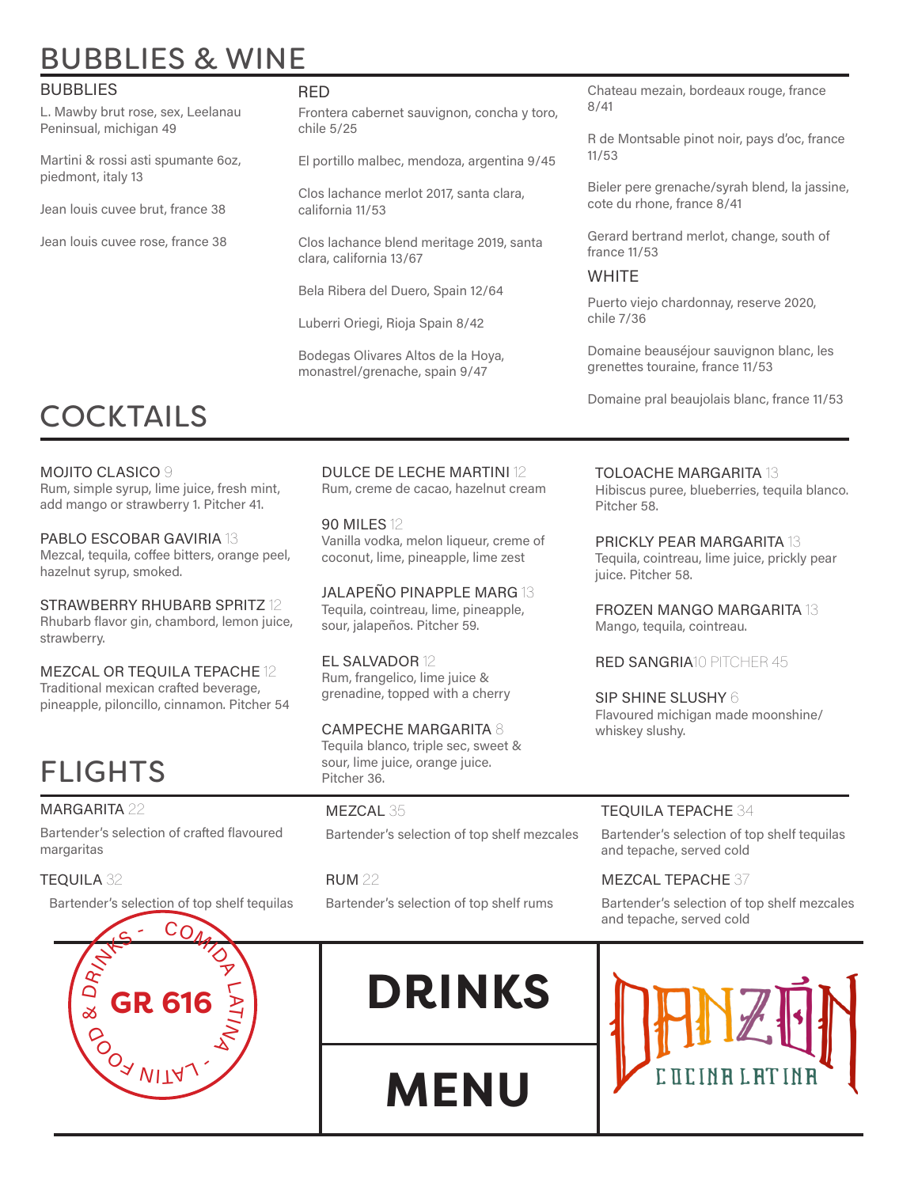# BUBBLIES & WINE

## BUBBLIES

L. Mawby brut rose, sex, Leelanau Peninsual, michigan 49

Martini & rossi asti spumante 6oz, piedmont, italy 13

Jean louis cuvee brut, france 38

Jean louis cuvee rose, france 38

## RED

Frontera cabernet sauvignon, concha y toro, chile 5/25

El portillo malbec, mendoza, argentina 9/45

Clos lachance merlot 2017, santa clara, california 11/53

Clos lachance blend meritage 2019, santa clara, california 13/67

Bela Ribera del Duero, Spain 12/64

Luberri Oriegi, Rioja Spain 8/42

Bodegas Olivares Altos de la Hoya, monastrel/grenache, spain 9/47

Chateau mezain, bordeaux rouge, france 8/41

R de Montsable pinot noir, pays d'oc, france 11/53

Bieler pere grenache/syrah blend, la jassine, cote du rhone, france 8/41

Gerard bertrand merlot, change, south of france 11/53

## WHITE

Puerto viejo chardonnay, reserve 2020, chile 7/36

Domaine beauséjour sauvignon blanc, les grenettes touraine, france 11/53

Domaine pral beaujolais blanc, france 11/53

# COCKTAILS

MOJITO CLASICO 9
Rum, simple syrup, lime juice, fresh mint, add mango or strawberry 1. Pitcher 41.

PABLO ESCOBAR GAVIRIA 13
Mezcal, tequila, coffee bitters, orange peel, hazelnut syrup, smoked.

STRAWBERRY RHUBARB SPRITZ 12
Rhubarb flavor gin, chambord, lemon juice, strawberry.

MEZCAL OR TEQUILA TEPACHE 12
Traditional mexican crafted beverage, pineapple, piloncillo, cinnamon. Pitcher 54

DULCE DE LECHE MARTINI 12
Rum, creme de cacao, hazelnut cream

90 MILES 12
Vanilla vodka, melon liqueur, creme of coconut, lime, pineapple, lime zest

JALAPEÑO PINAPPLE MARG 13
Tequila, cointreau, lime, pineapple, sour, jalapeños. Pitcher 59.

EL SALVADOR 12
Rum, frangelico, lime juice & grenadine, topped with a cherry

CAMPECHE MARGARITA 8
Tequila blanco, triple sec, sweet & sour, lime juice, orange juice. Pitcher 36.

TOLOACHE MARGARITA 13
Hibiscus puree, blueberries, tequila blanco. Pitcher 58.

PRICKLY PEAR MARGARITA 13
Tequila, cointreau, lime juice, prickly pear juice. Pitcher 58.

FROZEN MANGO MARGARITA 13
Mango, tequila, cointreau.

RED SANGRIA 10 PITCHER 45

SIP SHINE SLUSHY 6
Flavoured michigan made moonshine/ whiskey slushy.

# FLIGHTS

MARGARITA 22
Bartender's selection of crafted flavoured margaritas

TEQUILA 32
Bartender's selection of top shelf tequilas

MEZCAL 35
Bartender's selection of top shelf mezcales

RUM 22
Bartender's selection of top shelf rums

TEQUILA TEPACHE 34
Bartender's selection of top shelf tequilas and tepache, served cold

MEZCAL TEPACHE 37
Bartender's selection of top shelf mezcales and tepache, served cold

GR 616 - COMIDA LATINA - LATIN FOOD & DRINKS -

# DRINKS MENU

DANZÓN COCINA LATINA